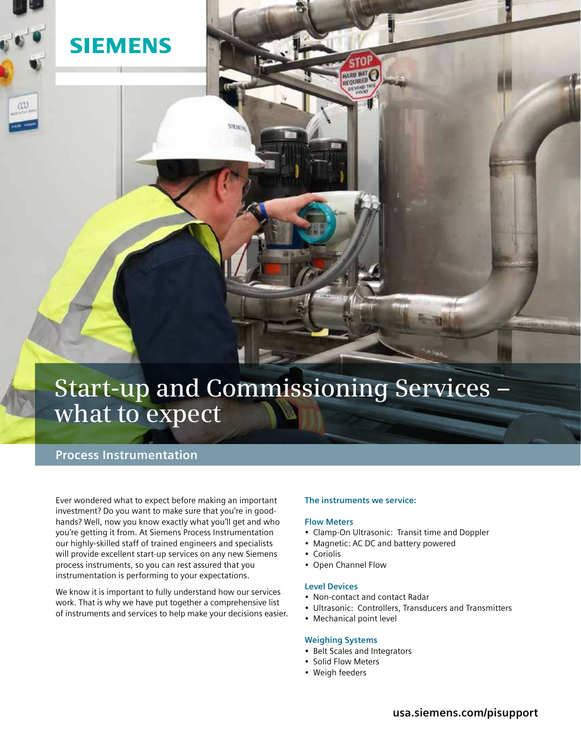SIEMENS

# Start-up and Commissioning Services – what to expect

## Process Instrumentation

Ever wondered what to expect before making an important investment? Do you want to make sure that you're in good-hands? Well, now you know exactly what you'll get and who you're getting it from. At Siemens Process Instrumentation our highly-skilled staff of trained engineers and specialists will provide excellent start-up services on any new Siemens process instruments, so you can rest assured that you instrumentation is performing to your expectations.

We know it is important to fully understand how our services work. That is why we have put together a comprehensive list of instruments and services to help make your decisions easier.

### The instruments we service:

#### Flow Meters

- Clamp-On Ultrasonic: Transit time and Doppler
- Magnetic: AC DC and battery powered
- Coriolis
- Open Channel Flow

#### Level Devices

- Non-contact and contact Radar
- Ultrasonic: Controllers, Transducers and Transmitters
- Mechanical point level

#### Weighing Systems

- Belt Scales and Integrators
- Solid Flow Meters
- Weigh feeders

**usa.siemens.com/pisupport**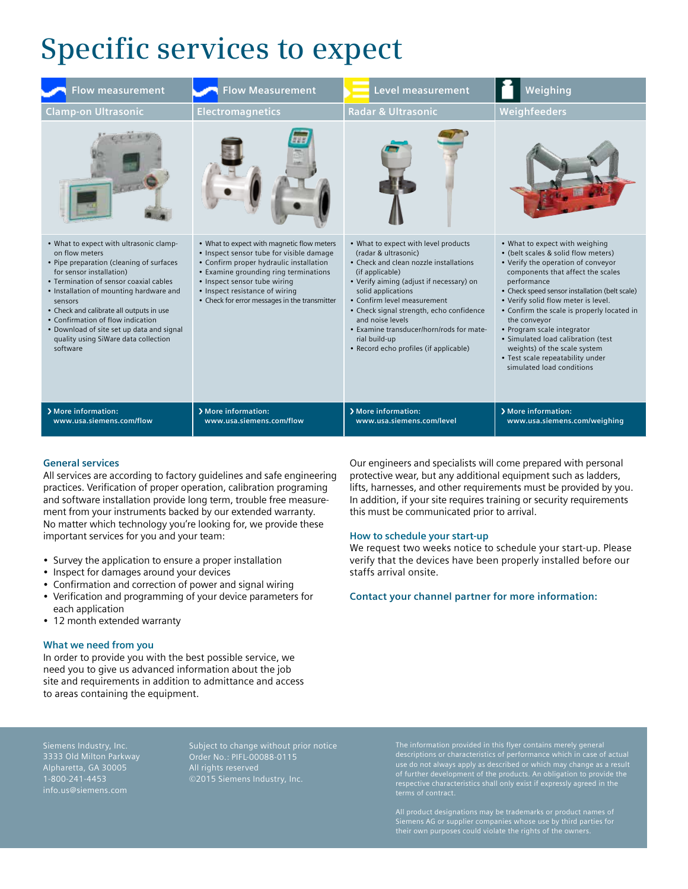# Specific services to expect

## Flow measurement — Clamp-on Ultrasonic

- What to expect with ultrasonic clamp-on flow meters
- Pipe preparation (cleaning of surfaces for sensor installation)
- Termination of sensor coaxial cables
- Installation of mounting hardware and sensors
- Check and calibrate all outputs in use
- Confirmation of flow indication
- Download of site set up data and signal quality using SiWare data collection software

› More information:
www.usa.siemens.com/flow

## Flow Measurement — Electromagnetics

- What to expect with magnetic flow meters
- Inspect sensor tube for visible damage
- Confirm proper hydraulic installation
- Examine grounding ring terminations
- Inspect sensor tube wiring
- Inspect resistance of wiring
- Check for error messages in the transmitter

› More information:
www.usa.siemens.com/flow

## Level measurement — Radar & Ultrasonic

- What to expect with level products (radar & ultrasonic)
- Check and clean nozzle installations (if applicable)
- Verify aiming (adjust if necessary) on solid applications
- Confirm level measurement
- Check signal strength, echo confidence and noise levels
- Examine transducer/horn/rods for material build-up
- Record echo profiles (if applicable)

› More information:
www.usa.siemens.com/level

## Weighing — Weighfeeders

- What to expect with weighing
- (belt scales & solid flow meters)
- Verify the operation of conveyor components that affect the scales performance
- Check speed sensor installation (belt scale)
- Verify solid flow meter is level.
- Confirm the scale is properly located in the conveyor
- Program scale integrator
- Simulated load calibration (test weights) of the scale system
- Test scale repeatability under simulated load conditions

› More information:
www.usa.siemens.com/weighing

### General services

All services are according to factory guidelines and safe engineering practices. Verification of proper operation, calibration programing and software installation provide long term, trouble free measurement from your instruments backed by our extended warranty. No matter which technology you're looking for, we provide these important services for you and your team:

- Survey the application to ensure a proper installation
- Inspect for damages around your devices
- Confirmation and correction of power and signal wiring
- Verification and programming of your device parameters for each application
- 12 month extended warranty

### What we need from you

In order to provide you with the best possible service, we need you to give us advanced information about the job site and requirements in addition to admittance and access to areas containing the equipment.

Our engineers and specialists will come prepared with personal protective wear, but any additional equipment such as ladders, lifts, harnesses, and other requirements must be provided by you. In addition, if your site requires training or security requirements this must be communicated prior to arrival.

### How to schedule your start-up

We request two weeks notice to schedule your start-up. Please verify that the devices have been properly installed before our staffs arrival onsite.

### Contact your channel partner for more information:

Siemens Industry, Inc.
3333 Old Milton Parkway
Alpharetta, GA 30005
1-800-241-4453
info.us@siemens.com

Subject to change without prior notice
Order No.: PIFL-00088-0115
All rights reserved
©2015 Siemens Industry, Inc.

The information provided in this flyer contains merely general descriptions or characteristics of performance which in case of actual use do not always apply as described or which may change as a result of further development of the products. An obligation to provide the respective characteristics shall only exist if expressly agreed in the terms of contract.

All product designations may be trademarks or product names of Siemens AG or supplier companies whose use by third parties for their own purposes could violate the rights of the owners.